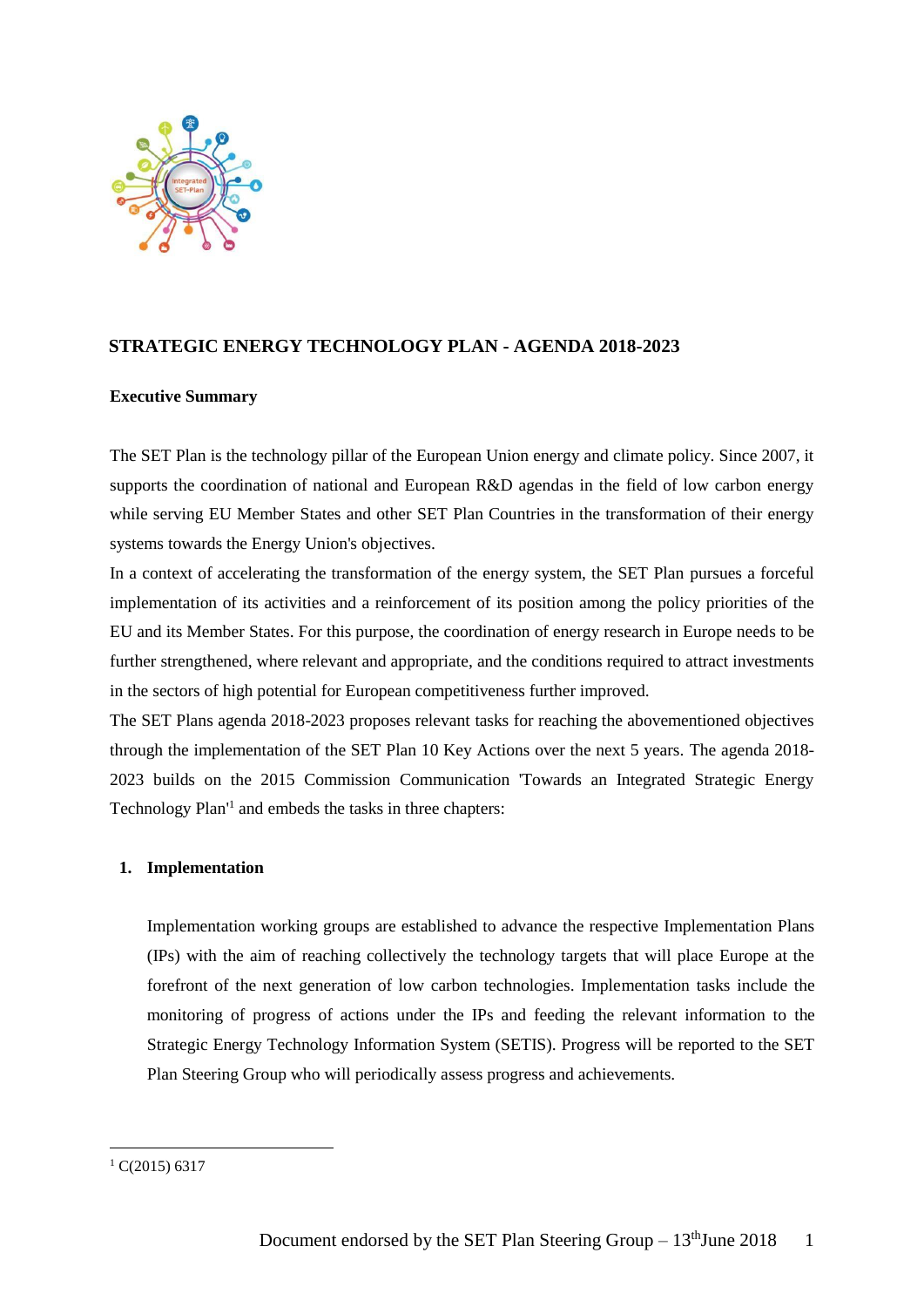# STRATEGIC ENERGY TECHNOLOGY PLAN - AGENDA 2018-2023

**Executive Summary**

The SET Plan is the technology pillar of the European Union energy and climate policy. Since 2007, it supports the coordination of national and European R&D agendas in the field of low carbon energy while serving EU Member States and other SET Plan Countries in the transformation of their energy systems towards the Energy Union's objectives.

In a context of accelerating the transformation of the energy system, the SET Plan pursues a forceful implementation of its activities and a reinforcement of its position among the policy priorities of the EU and its Member States. For this purpose, the coordination of energy research in Europe needs to be further strengthened, where relevant and appropriate, and the conditions required to attract investments in the sectors of high potential for European competitiveness further improved.

The SET Plans agenda 2018-2023 proposes relevant tasks for reaching the abovementioned objectives through the implementation of the SET Plan 10 Key Actions over the next 5 years. The agenda 2018-2023 builds on the 2015 Commission Communication 'Towards an Integrated Strategic Energy Technology Plan'[1] and embeds the tasks in three chapters:

1. **Implementation**

   Implementation working groups are established to advance the respective Implementation Plans (IPs) with the aim of reaching collectively the technology targets that will place Europe at the forefront of the next generation of low carbon technologies. Implementation tasks include the monitoring of progress of actions under the IPs and feeding the relevant information to the Strategic Energy Technology Information System (SETIS). Progress will be reported to the SET Plan Steering Group who will periodically assess progress and achievements.

[1] C(2015) 6317

Document endorsed by the SET Plan Steering Group – 13th June 2018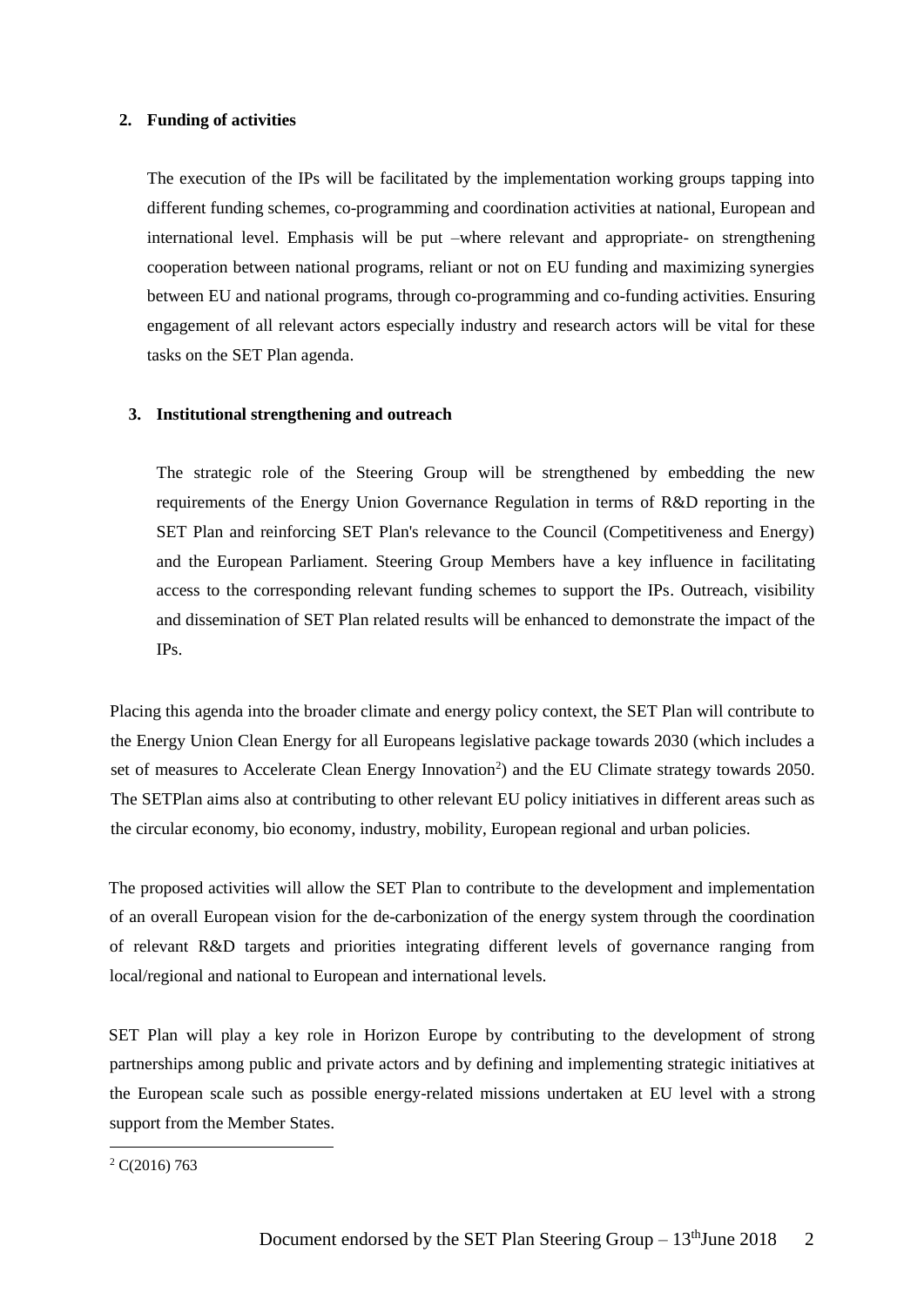## 2. Funding of activities

The execution of the IPs will be facilitated by the implementation working groups tapping into different funding schemes, co-programming and coordination activities at national, European and international level. Emphasis will be put –where relevant and appropriate- on strengthening cooperation between national programs, reliant or not on EU funding and maximizing synergies between EU and national programs, through co-programming and co-funding activities. Ensuring engagement of all relevant actors especially industry and research actors will be vital for these tasks on the SET Plan agenda.

## 3. Institutional strengthening and outreach

The strategic role of the Steering Group will be strengthened by embedding the new requirements of the Energy Union Governance Regulation in terms of R&D reporting in the SET Plan and reinforcing SET Plan's relevance to the Council (Competitiveness and Energy) and the European Parliament. Steering Group Members have a key influence in facilitating access to the corresponding relevant funding schemes to support the IPs. Outreach, visibility and dissemination of SET Plan related results will be enhanced to demonstrate the impact of the IPs.

Placing this agenda into the broader climate and energy policy context, the SET Plan will contribute to the Energy Union Clean Energy for all Europeans legislative package towards 2030 (which includes a set of measures to Accelerate Clean Energy Innovation[2]) and the EU Climate strategy towards 2050. The SETPlan aims also at contributing to other relevant EU policy initiatives in different areas such as the circular economy, bio economy, industry, mobility, European regional and urban policies.

The proposed activities will allow the SET Plan to contribute to the development and implementation of an overall European vision for the de-carbonization of the energy system through the coordination of relevant R&D targets and priorities integrating different levels of governance ranging from local/regional and national to European and international levels.

SET Plan will play a key role in Horizon Europe by contributing to the development of strong partnerships among public and private actors and by defining and implementing strategic initiatives at the European scale such as possible energy-related missions undertaken at EU level with a strong support from the Member States.

[2] C(2016) 763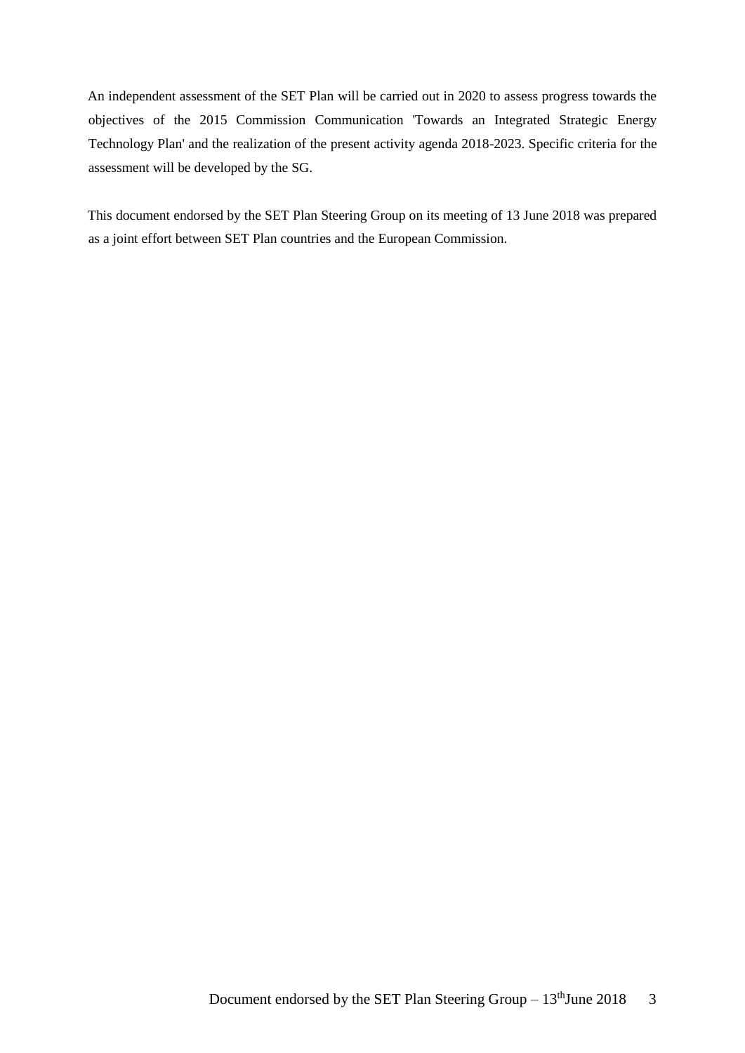An independent assessment of the SET Plan will be carried out in 2020 to assess progress towards the objectives of the 2015 Commission Communication 'Towards an Integrated Strategic Energy Technology Plan' and the realization of the present activity agenda 2018-2023. Specific criteria for the assessment will be developed by the SG.

This document endorsed by the SET Plan Steering Group on its meeting of 13 June 2018 was prepared as a joint effort between SET Plan countries and the European Commission.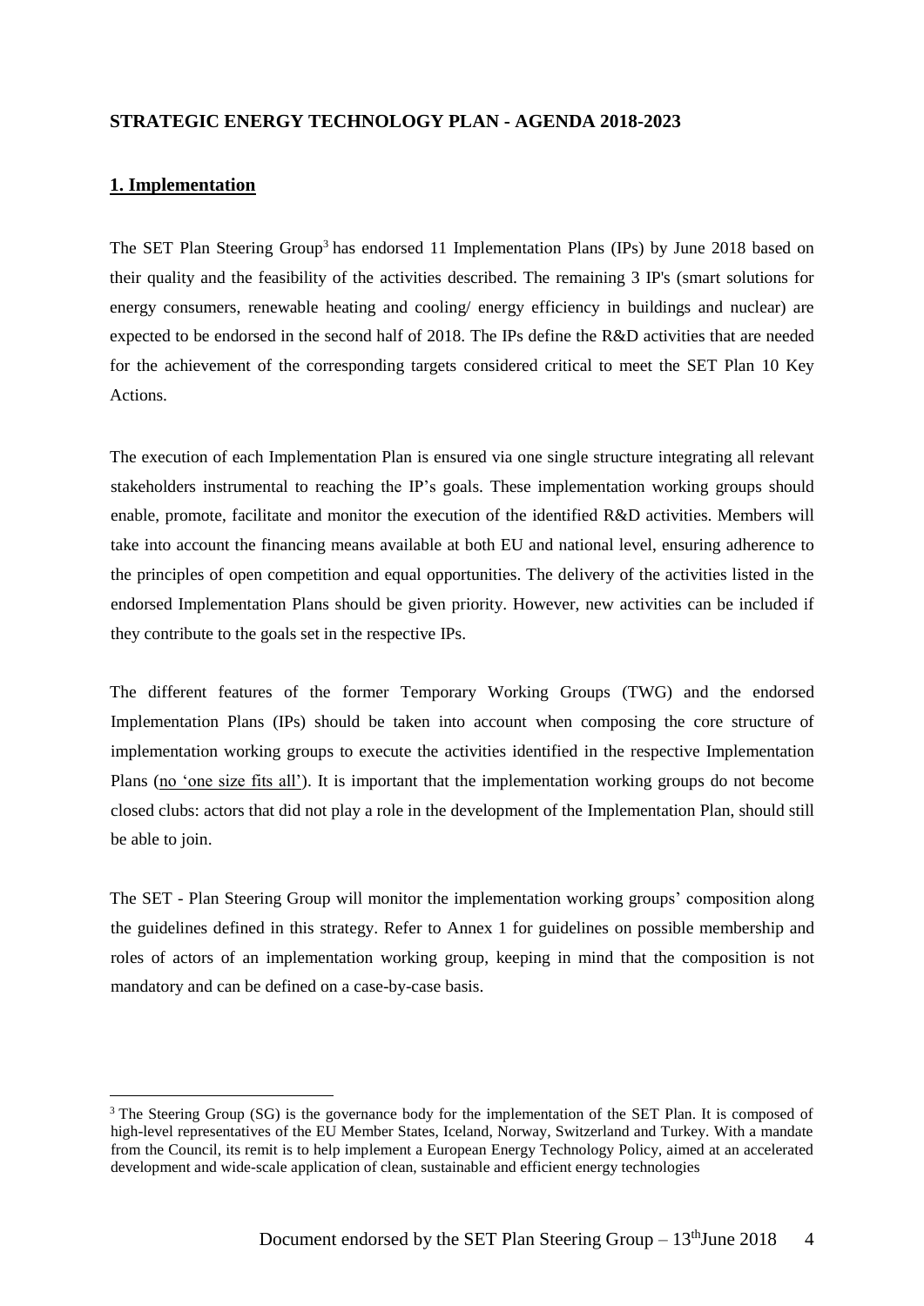## STRATEGIC ENERGY TECHNOLOGY PLAN - AGENDA 2018-2023

### 1. Implementation

The SET Plan Steering Group[3] has endorsed 11 Implementation Plans (IPs) by June 2018 based on their quality and the feasibility of the activities described. The remaining 3 IP's (smart solutions for energy consumers, renewable heating and cooling/ energy efficiency in buildings and nuclear) are expected to be endorsed in the second half of 2018. The IPs define the R&D activities that are needed for the achievement of the corresponding targets considered critical to meet the SET Plan 10 Key Actions.

The execution of each Implementation Plan is ensured via one single structure integrating all relevant stakeholders instrumental to reaching the IP's goals. These implementation working groups should enable, promote, facilitate and monitor the execution of the identified R&D activities. Members will take into account the financing means available at both EU and national level, ensuring adherence to the principles of open competition and equal opportunities. The delivery of the activities listed in the endorsed Implementation Plans should be given priority. However, new activities can be included if they contribute to the goals set in the respective IPs.

The different features of the former Temporary Working Groups (TWG) and the endorsed Implementation Plans (IPs) should be taken into account when composing the core structure of implementation working groups to execute the activities identified in the respective Implementation Plans (no 'one size fits all'). It is important that the implementation working groups do not become closed clubs: actors that did not play a role in the development of the Implementation Plan, should still be able to join.

The SET - Plan Steering Group will monitor the implementation working groups' composition along the guidelines defined in this strategy. Refer to Annex 1 for guidelines on possible membership and roles of actors of an implementation working group, keeping in mind that the composition is not mandatory and can be defined on a case-by-case basis.

---

[3] The Steering Group (SG) is the governance body for the implementation of the SET Plan. It is composed of high-level representatives of the EU Member States, Iceland, Norway, Switzerland and Turkey. With a mandate from the Council, its remit is to help implement a European Energy Technology Policy, aimed at an accelerated development and wide-scale application of clean, sustainable and efficient energy technologies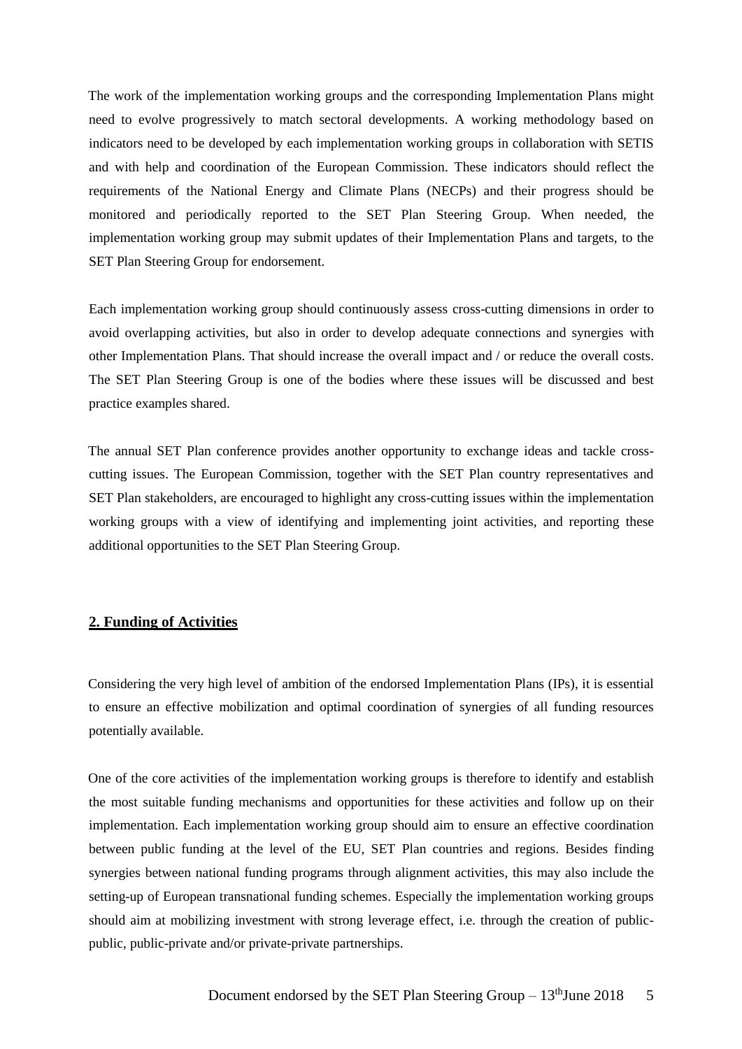The work of the implementation working groups and the corresponding Implementation Plans might need to evolve progressively to match sectoral developments. A working methodology based on indicators need to be developed by each implementation working groups in collaboration with SETIS and with help and coordination of the European Commission. These indicators should reflect the requirements of the National Energy and Climate Plans (NECPs) and their progress should be monitored and periodically reported to the SET Plan Steering Group. When needed, the implementation working group may submit updates of their Implementation Plans and targets, to the SET Plan Steering Group for endorsement.

Each implementation working group should continuously assess cross-cutting dimensions in order to avoid overlapping activities, but also in order to develop adequate connections and synergies with other Implementation Plans. That should increase the overall impact and / or reduce the overall costs. The SET Plan Steering Group is one of the bodies where these issues will be discussed and best practice examples shared.

The annual SET Plan conference provides another opportunity to exchange ideas and tackle cross-cutting issues. The European Commission, together with the SET Plan country representatives and SET Plan stakeholders, are encouraged to highlight any cross-cutting issues within the implementation working groups with a view of identifying and implementing joint activities, and reporting these additional opportunities to the SET Plan Steering Group.

## 2. Funding of Activities

Considering the very high level of ambition of the endorsed Implementation Plans (IPs), it is essential to ensure an effective mobilization and optimal coordination of synergies of all funding resources potentially available.

One of the core activities of the implementation working groups is therefore to identify and establish the most suitable funding mechanisms and opportunities for these activities and follow up on their implementation. Each implementation working group should aim to ensure an effective coordination between public funding at the level of the EU, SET Plan countries and regions. Besides finding synergies between national funding programs through alignment activities, this may also include the setting-up of European transnational funding schemes. Especially the implementation working groups should aim at mobilizing investment with strong leverage effect, i.e. through the creation of public-public, public-private and/or private-private partnerships.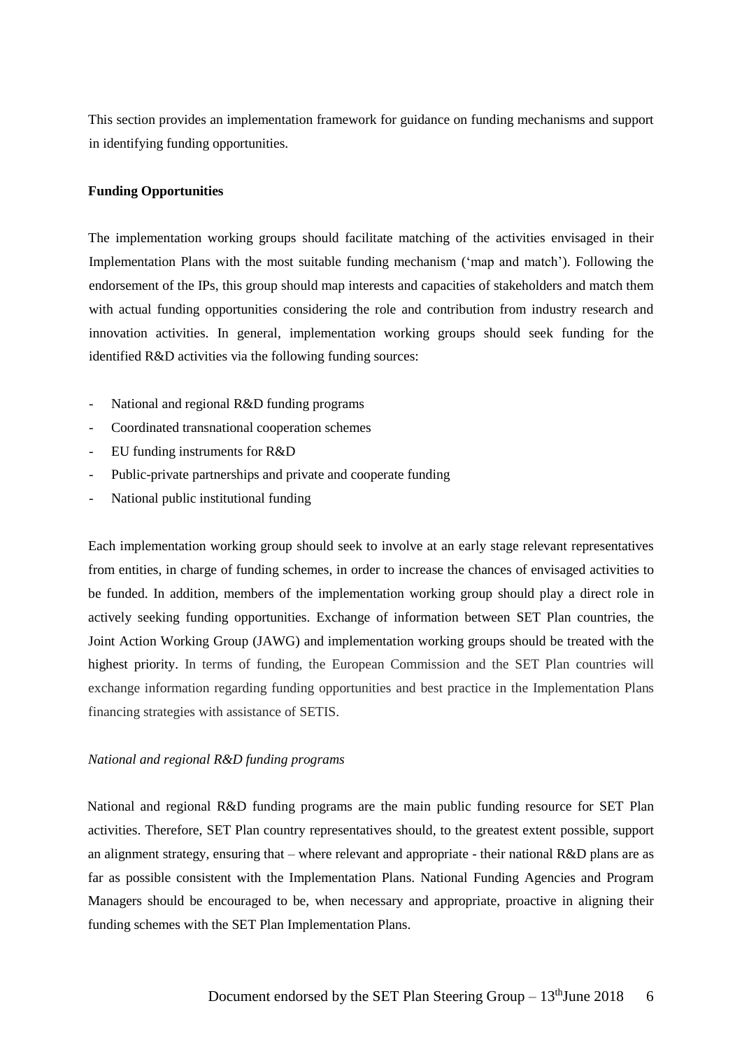This section provides an implementation framework for guidance on funding mechanisms and support in identifying funding opportunities.

**Funding Opportunities**

The implementation working groups should facilitate matching of the activities envisaged in their Implementation Plans with the most suitable funding mechanism ('map and match'). Following the endorsement of the IPs, this group should map interests and capacities of stakeholders and match them with actual funding opportunities considering the role and contribution from industry research and innovation activities. In general, implementation working groups should seek funding for the identified R&D activities via the following funding sources:

- National and regional R&D funding programs
- Coordinated transnational cooperation schemes
- EU funding instruments for R&D
- Public-private partnerships and private and cooperate funding
- National public institutional funding

Each implementation working group should seek to involve at an early stage relevant representatives from entities, in charge of funding schemes, in order to increase the chances of envisaged activities to be funded. In addition, members of the implementation working group should play a direct role in actively seeking funding opportunities. Exchange of information between SET Plan countries, the Joint Action Working Group (JAWG) and implementation working groups should be treated with the highest priority. In terms of funding, the European Commission and the SET Plan countries will exchange information regarding funding opportunities and best practice in the Implementation Plans financing strategies with assistance of SETIS.

*National and regional R&D funding programs*

National and regional R&D funding programs are the main public funding resource for SET Plan activities. Therefore, SET Plan country representatives should, to the greatest extent possible, support an alignment strategy, ensuring that – where relevant and appropriate - their national R&D plans are as far as possible consistent with the Implementation Plans. National Funding Agencies and Program Managers should be encouraged to be, when necessary and appropriate, proactive in aligning their funding schemes with the SET Plan Implementation Plans.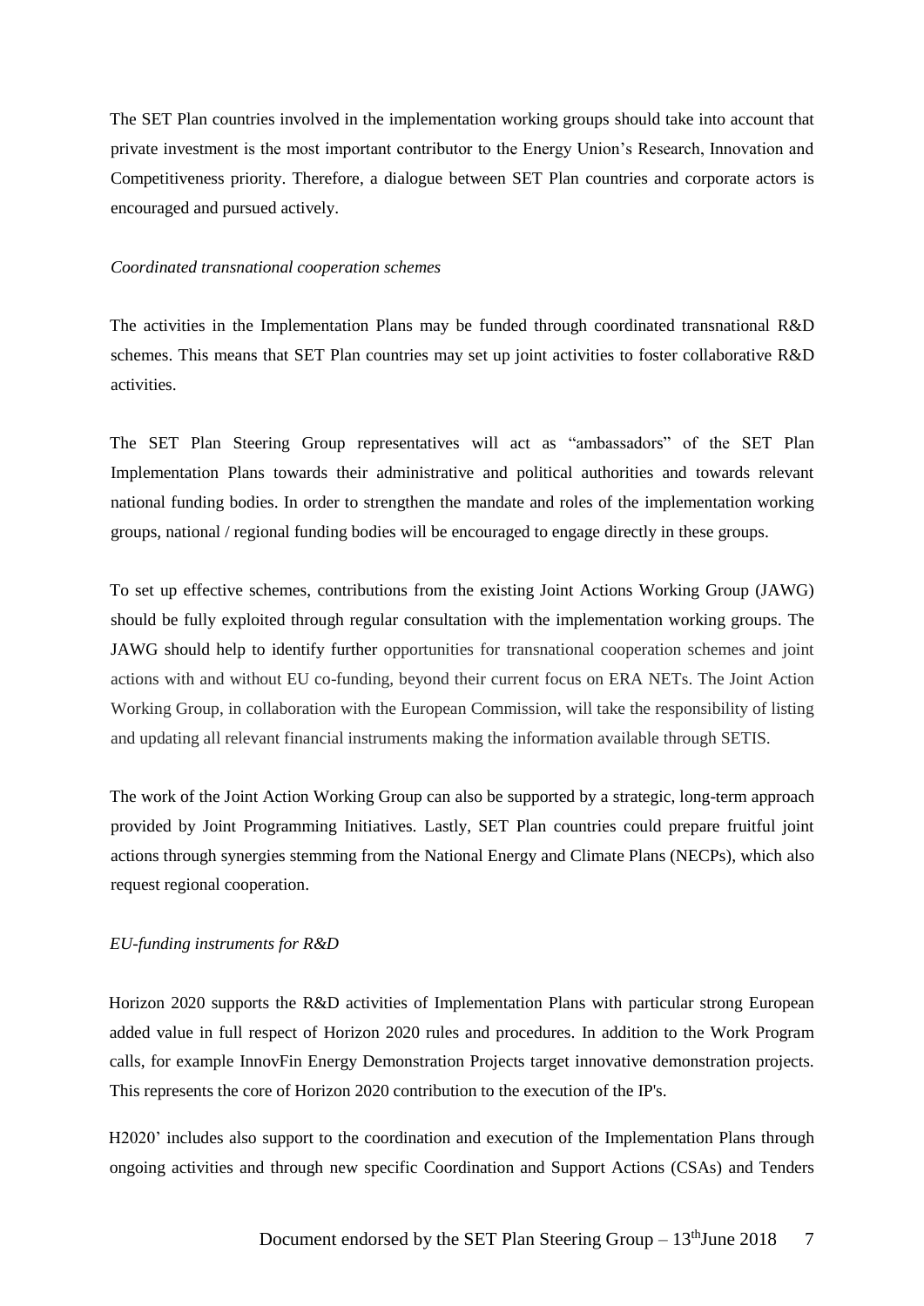The SET Plan countries involved in the implementation working groups should take into account that private investment is the most important contributor to the Energy Union's Research, Innovation and Competitiveness priority. Therefore, a dialogue between SET Plan countries and corporate actors is encouraged and pursued actively.

*Coordinated transnational cooperation schemes*

The activities in the Implementation Plans may be funded through coordinated transnational R&D schemes. This means that SET Plan countries may set up joint activities to foster collaborative R&D activities.

The SET Plan Steering Group representatives will act as "ambassadors" of the SET Plan Implementation Plans towards their administrative and political authorities and towards relevant national funding bodies. In order to strengthen the mandate and roles of the implementation working groups, national / regional funding bodies will be encouraged to engage directly in these groups.

To set up effective schemes, contributions from the existing Joint Actions Working Group (JAWG) should be fully exploited through regular consultation with the implementation working groups. The JAWG should help to identify further opportunities for transnational cooperation schemes and joint actions with and without EU co-funding, beyond their current focus on ERA NETs. The Joint Action Working Group, in collaboration with the European Commission, will take the responsibility of listing and updating all relevant financial instruments making the information available through SETIS.

The work of the Joint Action Working Group can also be supported by a strategic, long-term approach provided by Joint Programming Initiatives. Lastly, SET Plan countries could prepare fruitful joint actions through synergies stemming from the National Energy and Climate Plans (NECPs), which also request regional cooperation.

*EU-funding instruments for R&D*

Horizon 2020 supports the R&D activities of Implementation Plans with particular strong European added value in full respect of Horizon 2020 rules and procedures. In addition to the Work Program calls, for example InnovFin Energy Demonstration Projects target innovative demonstration projects. This represents the core of Horizon 2020 contribution to the execution of the IP's.

H2020' includes also support to the coordination and execution of the Implementation Plans through ongoing activities and through new specific Coordination and Support Actions (CSAs) and Tenders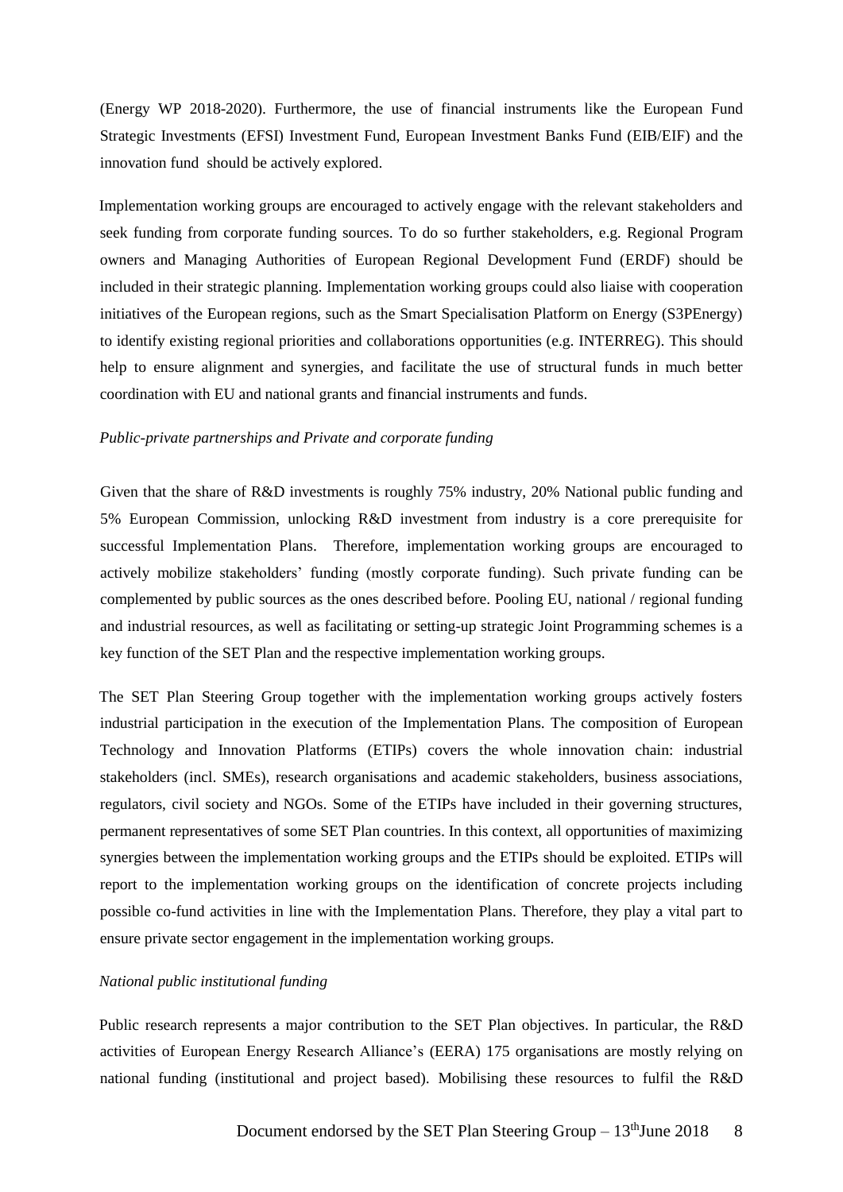(Energy WP 2018-2020). Furthermore, the use of financial instruments like the European Fund Strategic Investments (EFSI) Investment Fund, European Investment Banks Fund (EIB/EIF) and the innovation fund should be actively explored.

Implementation working groups are encouraged to actively engage with the relevant stakeholders and seek funding from corporate funding sources. To do so further stakeholders, e.g. Regional Program owners and Managing Authorities of European Regional Development Fund (ERDF) should be included in their strategic planning. Implementation working groups could also liaise with cooperation initiatives of the European regions, such as the Smart Specialisation Platform on Energy (S3PEnergy) to identify existing regional priorities and collaborations opportunities (e.g. INTERREG). This should help to ensure alignment and synergies, and facilitate the use of structural funds in much better coordination with EU and national grants and financial instruments and funds.

*Public-private partnerships and Private and corporate funding*

Given that the share of R&D investments is roughly 75% industry, 20% National public funding and 5% European Commission, unlocking R&D investment from industry is a core prerequisite for successful Implementation Plans. Therefore, implementation working groups are encouraged to actively mobilize stakeholders' funding (mostly corporate funding). Such private funding can be complemented by public sources as the ones described before. Pooling EU, national / regional funding and industrial resources, as well as facilitating or setting-up strategic Joint Programming schemes is a key function of the SET Plan and the respective implementation working groups.

The SET Plan Steering Group together with the implementation working groups actively fosters industrial participation in the execution of the Implementation Plans. The composition of European Technology and Innovation Platforms (ETIPs) covers the whole innovation chain: industrial stakeholders (incl. SMEs), research organisations and academic stakeholders, business associations, regulators, civil society and NGOs. Some of the ETIPs have included in their governing structures, permanent representatives of some SET Plan countries. In this context, all opportunities of maximizing synergies between the implementation working groups and the ETIPs should be exploited. ETIPs will report to the implementation working groups on the identification of concrete projects including possible co-fund activities in line with the Implementation Plans. Therefore, they play a vital part to ensure private sector engagement in the implementation working groups.

*National public institutional funding*

Public research represents a major contribution to the SET Plan objectives. In particular, the R&D activities of European Energy Research Alliance's (EERA) 175 organisations are mostly relying on national funding (institutional and project based). Mobilising these resources to fulfil the R&D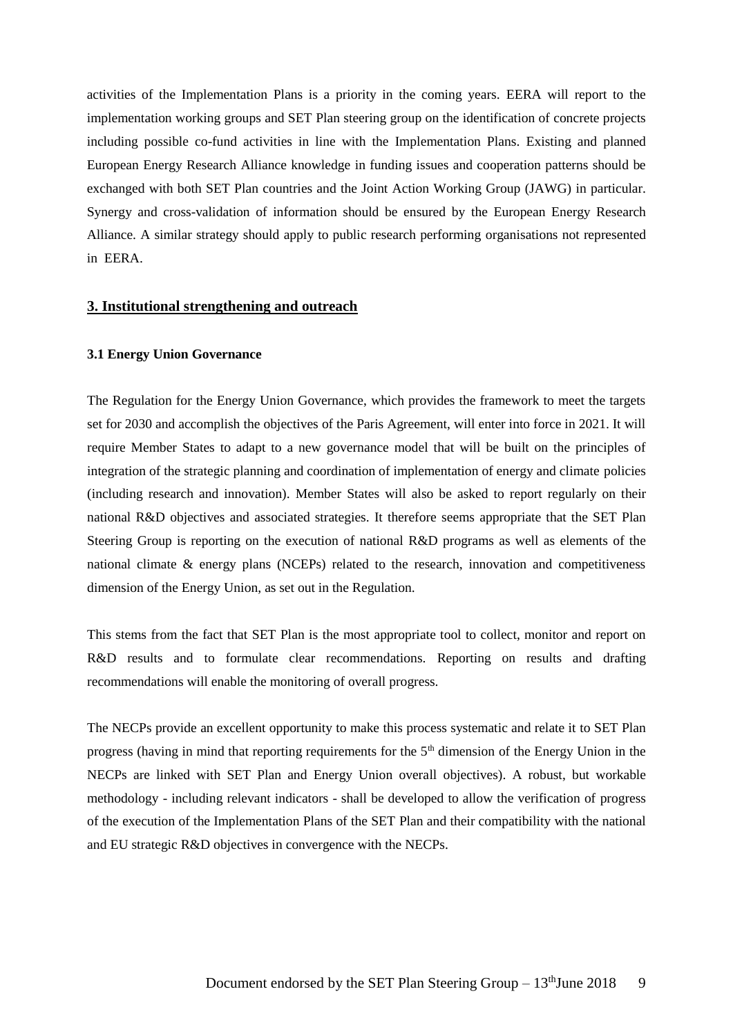activities of the Implementation Plans is a priority in the coming years. EERA will report to the implementation working groups and SET Plan steering group on the identification of concrete projects including possible co-fund activities in line with the Implementation Plans. Existing and planned European Energy Research Alliance knowledge in funding issues and cooperation patterns should be exchanged with both SET Plan countries and the Joint Action Working Group (JAWG) in particular. Synergy and cross-validation of information should be ensured by the European Energy Research Alliance. A similar strategy should apply to public research performing organisations not represented in EERA.

## 3. Institutional strengthening and outreach

### 3.1 Energy Union Governance

The Regulation for the Energy Union Governance, which provides the framework to meet the targets set for 2030 and accomplish the objectives of the Paris Agreement, will enter into force in 2021. It will require Member States to adapt to a new governance model that will be built on the principles of integration of the strategic planning and coordination of implementation of energy and climate policies (including research and innovation). Member States will also be asked to report regularly on their national R&D objectives and associated strategies. It therefore seems appropriate that the SET Plan Steering Group is reporting on the execution of national R&D programs as well as elements of the national climate & energy plans (NCEPs) related to the research, innovation and competitiveness dimension of the Energy Union, as set out in the Regulation.

This stems from the fact that SET Plan is the most appropriate tool to collect, monitor and report on R&D results and to formulate clear recommendations. Reporting on results and drafting recommendations will enable the monitoring of overall progress.

The NECPs provide an excellent opportunity to make this process systematic and relate it to SET Plan progress (having in mind that reporting requirements for the 5th dimension of the Energy Union in the NECPs are linked with SET Plan and Energy Union overall objectives). A robust, but workable methodology - including relevant indicators - shall be developed to allow the verification of progress of the execution of the Implementation Plans of the SET Plan and their compatibility with the national and EU strategic R&D objectives in convergence with the NECPs.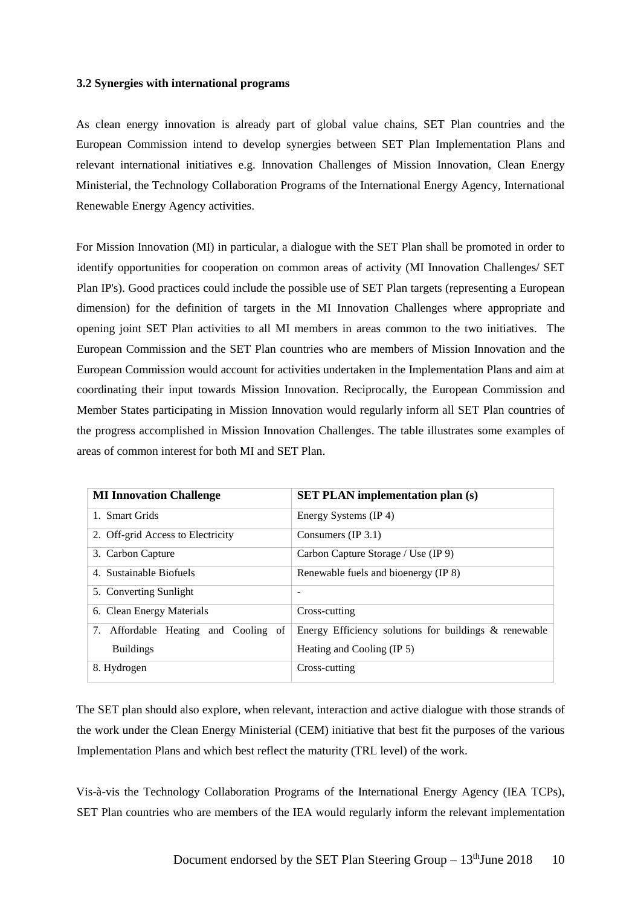**3.2 Synergies with international programs**

As clean energy innovation is already part of global value chains, SET Plan countries and the European Commission intend to develop synergies between SET Plan Implementation Plans and relevant international initiatives e.g. Innovation Challenges of Mission Innovation, Clean Energy Ministerial, the Technology Collaboration Programs of the International Energy Agency, International Renewable Energy Agency activities.

For Mission Innovation (MI) in particular, a dialogue with the SET Plan shall be promoted in order to identify opportunities for cooperation on common areas of activity (MI Innovation Challenges/ SET Plan IP's). Good practices could include the possible use of SET Plan targets (representing a European dimension) for the definition of targets in the MI Innovation Challenges where appropriate and opening joint SET Plan activities to all MI members in areas common to the two initiatives. The European Commission and the SET Plan countries who are members of Mission Innovation and the European Commission would account for activities undertaken in the Implementation Plans and aim at coordinating their input towards Mission Innovation. Reciprocally, the European Commission and Member States participating in Mission Innovation would regularly inform all SET Plan countries of the progress accomplished in Mission Innovation Challenges. The table illustrates some examples of areas of common interest for both MI and SET Plan.

| **MI Innovation Challenge** | **SET PLAN implementation plan (s)** |
|---|---|
| 1. Smart Grids | Energy Systems (IP 4) |
| 2. Off-grid Access to Electricity | Consumers (IP 3.1) |
| 3. Carbon Capture | Carbon Capture Storage / Use (IP 9) |
| 4. Sustainable Biofuels | Renewable fuels and bioenergy (IP 8) |
| 5. Converting Sunlight | - |
| 6. Clean Energy Materials | Cross-cutting |
| 7. Affordable Heating and Cooling of Buildings | Energy Efficiency solutions for buildings & renewable Heating and Cooling (IP 5) |
| 8. Hydrogen | Cross-cutting |

The SET plan should also explore, when relevant, interaction and active dialogue with those strands of the work under the Clean Energy Ministerial (CEM) initiative that best fit the purposes of the various Implementation Plans and which best reflect the maturity (TRL level) of the work.

Vis-à-vis the Technology Collaboration Programs of the International Energy Agency (IEA TCPs), SET Plan countries who are members of the IEA would regularly inform the relevant implementation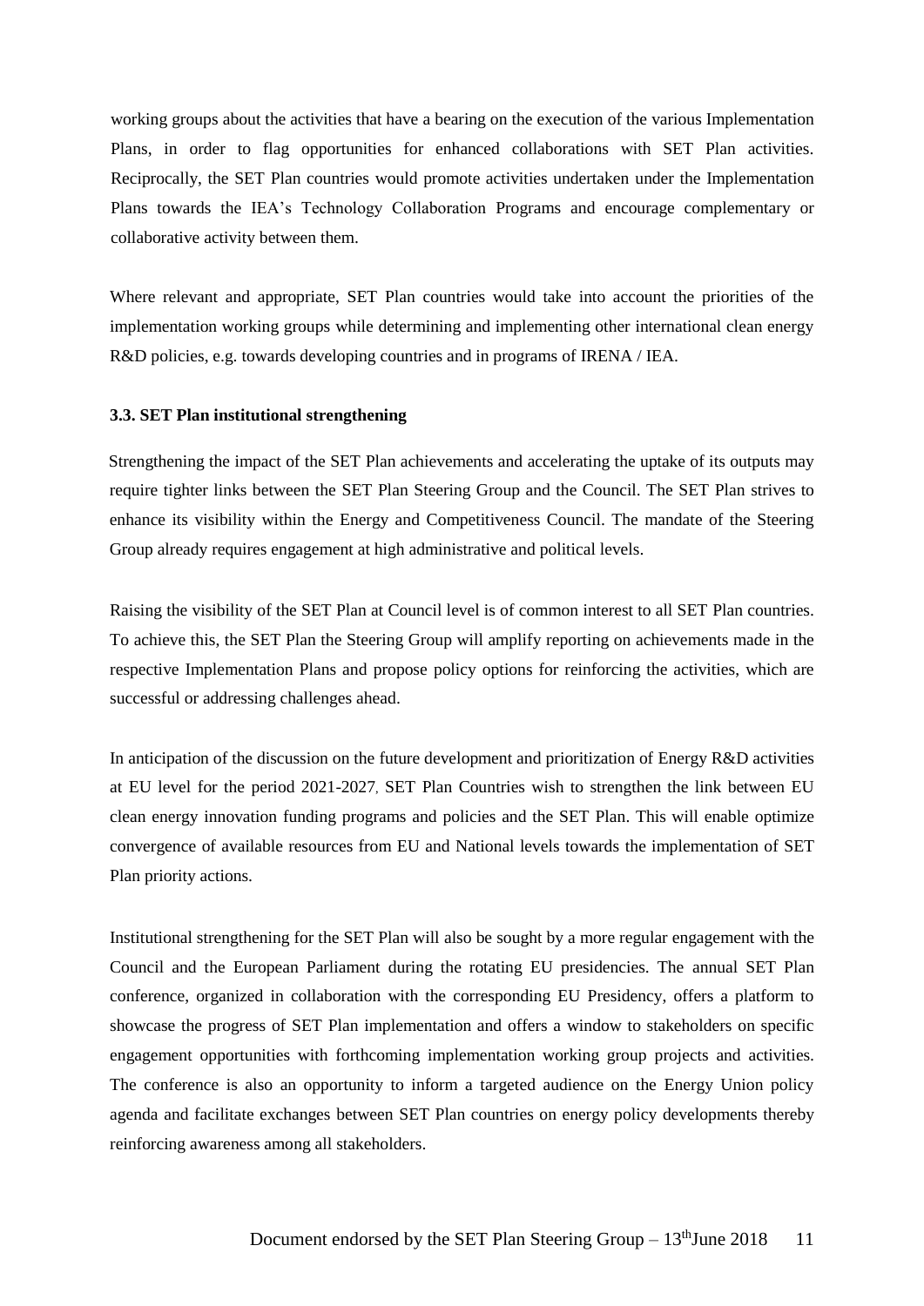working groups about the activities that have a bearing on the execution of the various Implementation Plans, in order to flag opportunities for enhanced collaborations with SET Plan activities. Reciprocally, the SET Plan countries would promote activities undertaken under the Implementation Plans towards the IEA's Technology Collaboration Programs and encourage complementary or collaborative activity between them.

Where relevant and appropriate, SET Plan countries would take into account the priorities of the implementation working groups while determining and implementing other international clean energy R&D policies, e.g. towards developing countries and in programs of IRENA / IEA.

### 3.3. SET Plan institutional strengthening

Strengthening the impact of the SET Plan achievements and accelerating the uptake of its outputs may require tighter links between the SET Plan Steering Group and the Council. The SET Plan strives to enhance its visibility within the Energy and Competitiveness Council. The mandate of the Steering Group already requires engagement at high administrative and political levels.

Raising the visibility of the SET Plan at Council level is of common interest to all SET Plan countries. To achieve this, the SET Plan the Steering Group will amplify reporting on achievements made in the respective Implementation Plans and propose policy options for reinforcing the activities, which are successful or addressing challenges ahead.

In anticipation of the discussion on the future development and prioritization of Energy R&D activities at EU level for the period 2021-2027, SET Plan Countries wish to strengthen the link between EU clean energy innovation funding programs and policies and the SET Plan. This will enable optimize convergence of available resources from EU and National levels towards the implementation of SET Plan priority actions.

Institutional strengthening for the SET Plan will also be sought by a more regular engagement with the Council and the European Parliament during the rotating EU presidencies. The annual SET Plan conference, organized in collaboration with the corresponding EU Presidency, offers a platform to showcase the progress of SET Plan implementation and offers a window to stakeholders on specific engagement opportunities with forthcoming implementation working group projects and activities. The conference is also an opportunity to inform a targeted audience on the Energy Union policy agenda and facilitate exchanges between SET Plan countries on energy policy developments thereby reinforcing awareness among all stakeholders.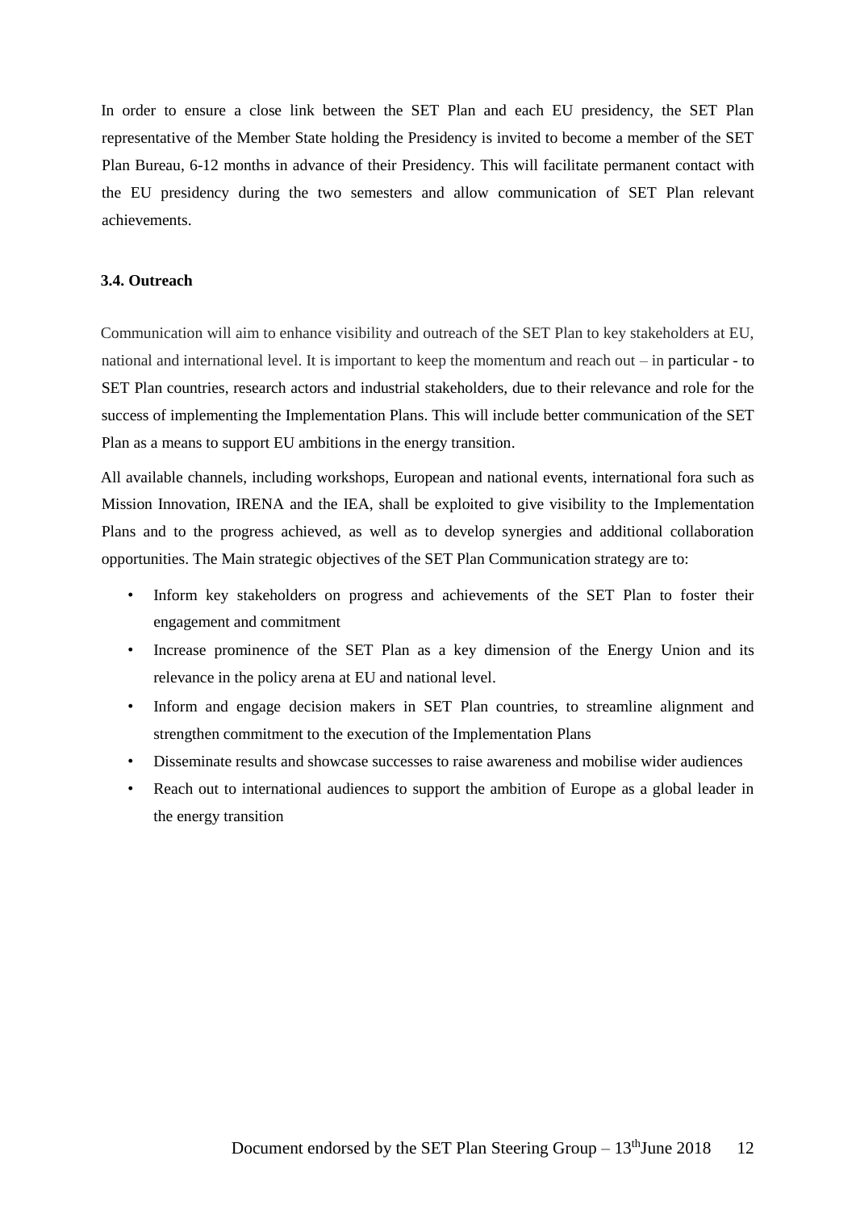In order to ensure a close link between the SET Plan and each EU presidency, the SET Plan representative of the Member State holding the Presidency is invited to become a member of the SET Plan Bureau, 6-12 months in advance of their Presidency. This will facilitate permanent contact with the EU presidency during the two semesters and allow communication of SET Plan relevant achievements.

### 3.4. Outreach

Communication will aim to enhance visibility and outreach of the SET Plan to key stakeholders at EU, national and international level. It is important to keep the momentum and reach out – in particular - to SET Plan countries, research actors and industrial stakeholders, due to their relevance and role for the success of implementing the Implementation Plans. This will include better communication of the SET Plan as a means to support EU ambitions in the energy transition.

All available channels, including workshops, European and national events, international fora such as Mission Innovation, IRENA and the IEA, shall be exploited to give visibility to the Implementation Plans and to the progress achieved, as well as to develop synergies and additional collaboration opportunities. The Main strategic objectives of the SET Plan Communication strategy are to:

- Inform key stakeholders on progress and achievements of the SET Plan to foster their engagement and commitment
- Increase prominence of the SET Plan as a key dimension of the Energy Union and its relevance in the policy arena at EU and national level.
- Inform and engage decision makers in SET Plan countries, to streamline alignment and strengthen commitment to the execution of the Implementation Plans
- Disseminate results and showcase successes to raise awareness and mobilise wider audiences
- Reach out to international audiences to support the ambition of Europe as a global leader in the energy transition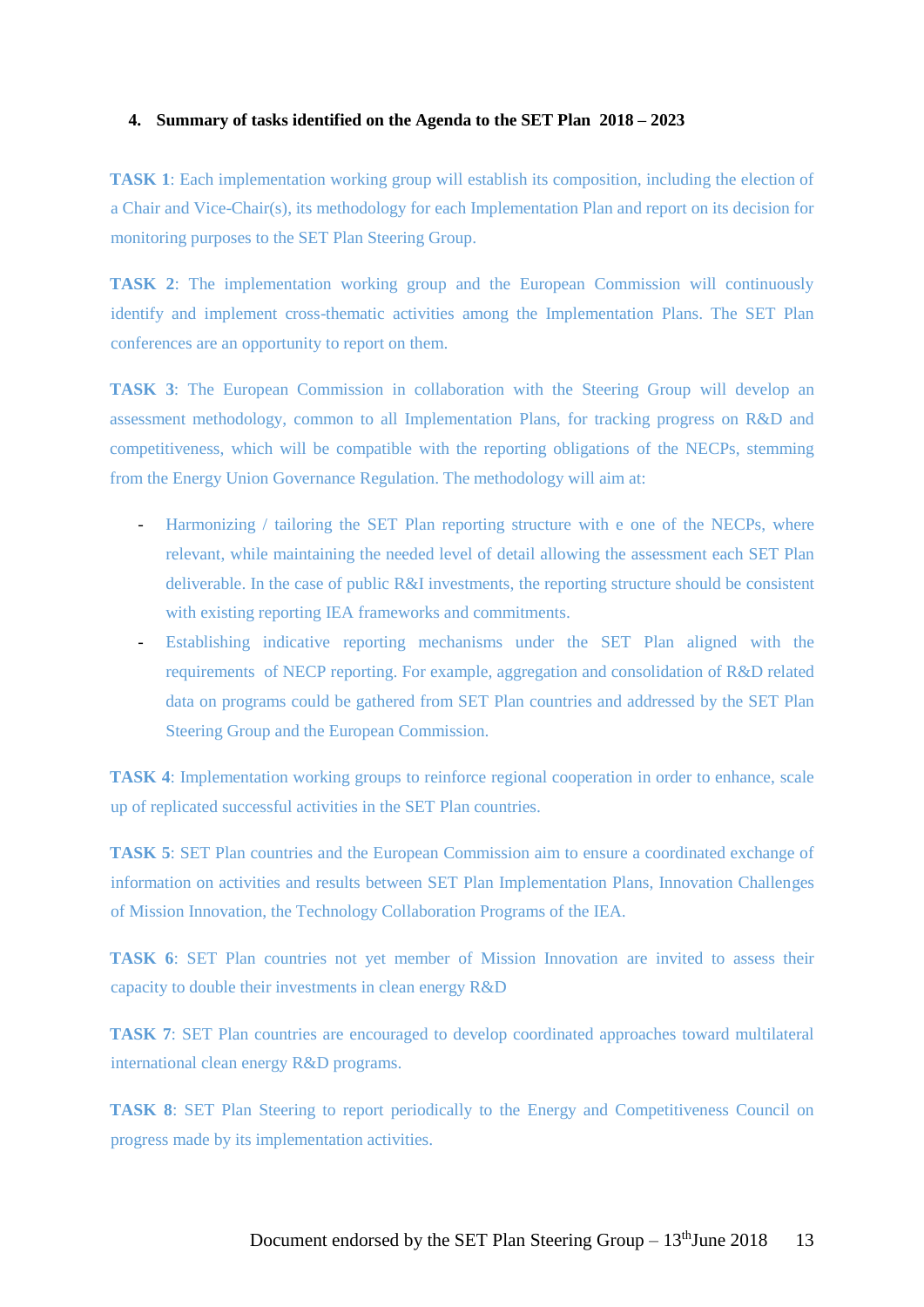## 4. Summary of tasks identified on the Agenda to the SET Plan 2018 – 2023

**TASK 1**: Each implementation working group will establish its composition, including the election of a Chair and Vice-Chair(s), its methodology for each Implementation Plan and report on its decision for monitoring purposes to the SET Plan Steering Group.

**TASK 2**: The implementation working group and the European Commission will continuously identify and implement cross-thematic activities among the Implementation Plans. The SET Plan conferences are an opportunity to report on them.

**TASK 3**: The European Commission in collaboration with the Steering Group will develop an assessment methodology, common to all Implementation Plans, for tracking progress on R&D and competitiveness, which will be compatible with the reporting obligations of the NECPs, stemming from the Energy Union Governance Regulation. The methodology will aim at:

- Harmonizing / tailoring the SET Plan reporting structure with e one of the NECPs, where relevant, while maintaining the needed level of detail allowing the assessment each SET Plan deliverable. In the case of public R&I investments, the reporting structure should be consistent with existing reporting IEA frameworks and commitments.
- Establishing indicative reporting mechanisms under the SET Plan aligned with the requirements of NECP reporting. For example, aggregation and consolidation of R&D related data on programs could be gathered from SET Plan countries and addressed by the SET Plan Steering Group and the European Commission.

**TASK 4**: Implementation working groups to reinforce regional cooperation in order to enhance, scale up of replicated successful activities in the SET Plan countries.

**TASK 5**: SET Plan countries and the European Commission aim to ensure a coordinated exchange of information on activities and results between SET Plan Implementation Plans, Innovation Challenges of Mission Innovation, the Technology Collaboration Programs of the IEA.

**TASK 6**: SET Plan countries not yet member of Mission Innovation are invited to assess their capacity to double their investments in clean energy R&D

**TASK 7**: SET Plan countries are encouraged to develop coordinated approaches toward multilateral international clean energy R&D programs.

**TASK 8**: SET Plan Steering to report periodically to the Energy and Competitiveness Council on progress made by its implementation activities.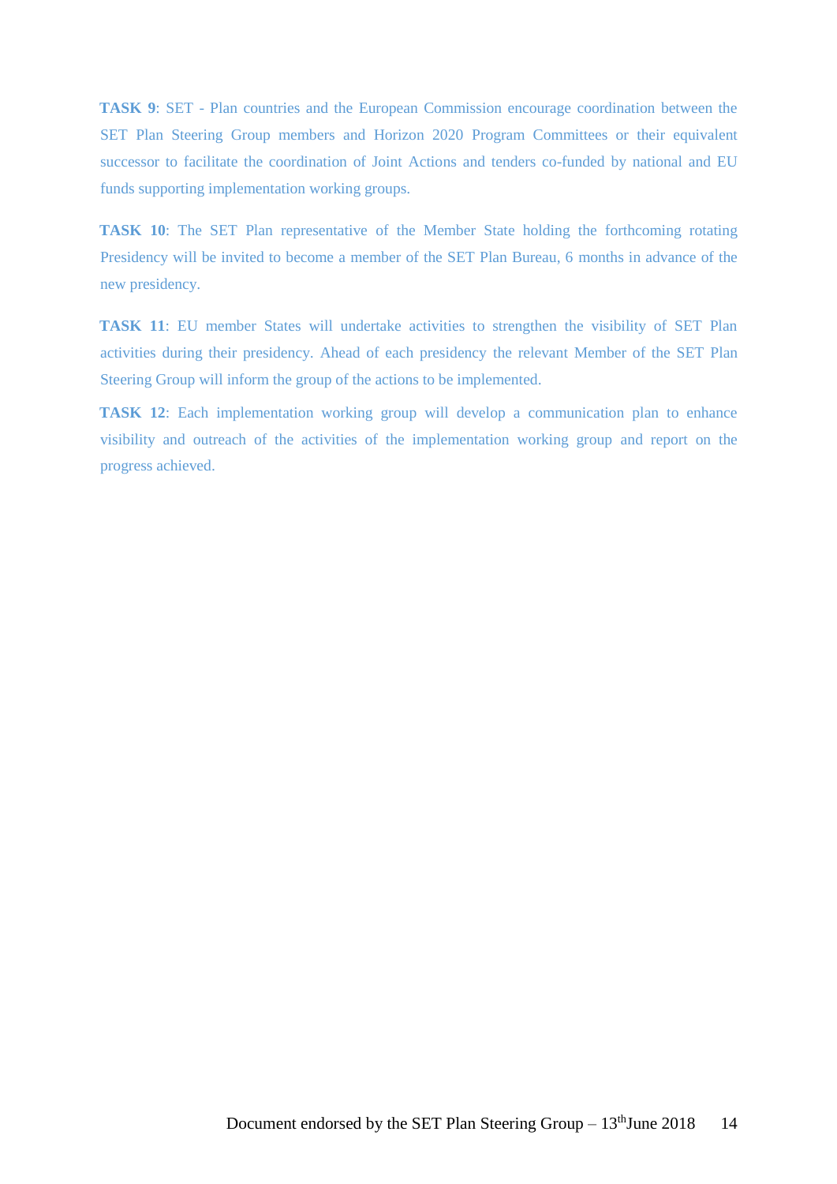**TASK 9**: SET - Plan countries and the European Commission encourage coordination between the SET Plan Steering Group members and Horizon 2020 Program Committees or their equivalent successor to facilitate the coordination of Joint Actions and tenders co-funded by national and EU funds supporting implementation working groups.

**TASK 10**: The SET Plan representative of the Member State holding the forthcoming rotating Presidency will be invited to become a member of the SET Plan Bureau, 6 months in advance of the new presidency.

**TASK 11**: EU member States will undertake activities to strengthen the visibility of SET Plan activities during their presidency. Ahead of each presidency the relevant Member of the SET Plan Steering Group will inform the group of the actions to be implemented.

**TASK 12**: Each implementation working group will develop a communication plan to enhance visibility and outreach of the activities of the implementation working group and report on the progress achieved.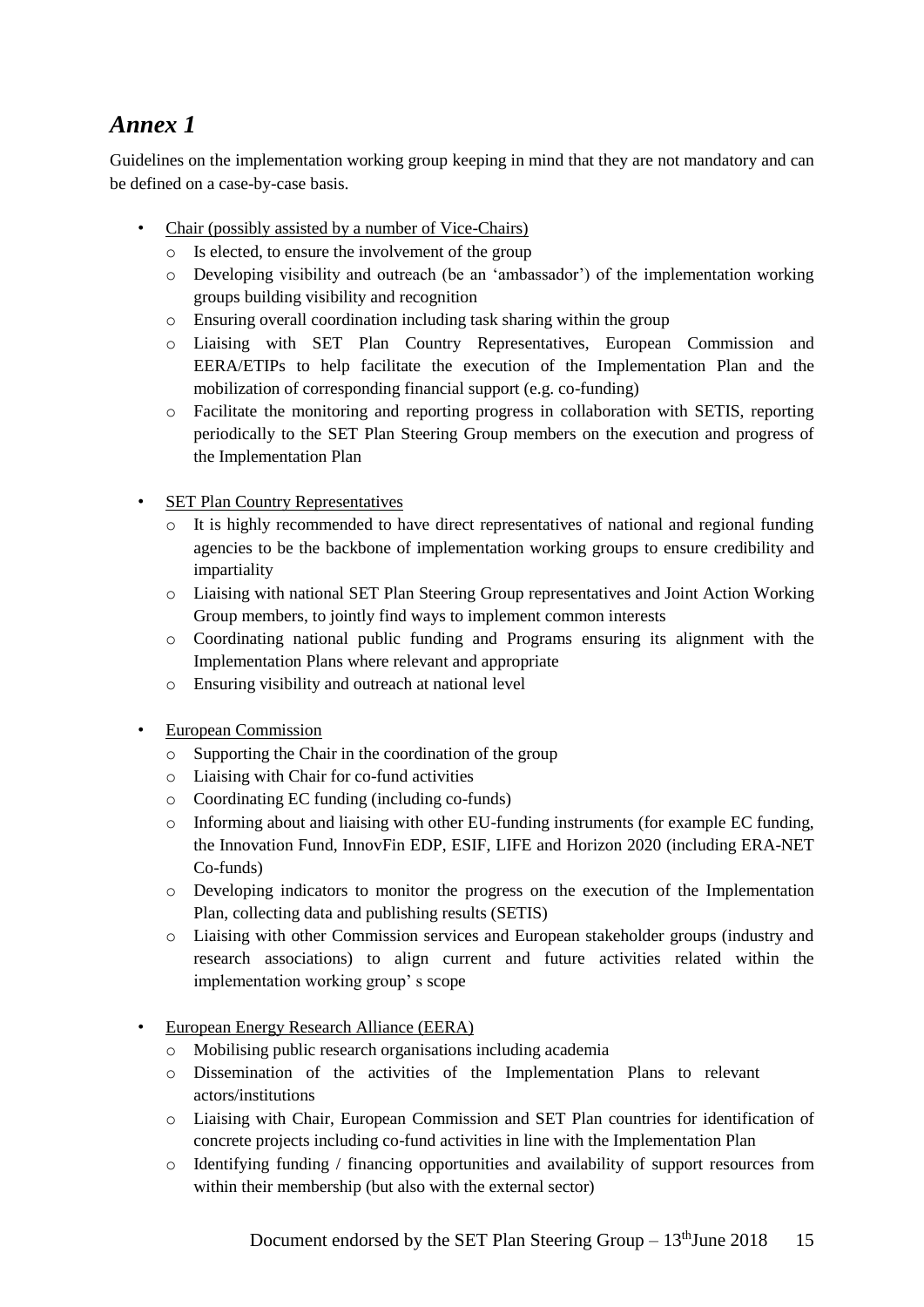## *Annex 1*

Guidelines on the implementation working group keeping in mind that they are not mandatory and can be defined on a case-by-case basis.

- Chair (possibly assisted by a number of Vice-Chairs)
  - Is elected, to ensure the involvement of the group
  - Developing visibility and outreach (be an 'ambassador') of the implementation working groups building visibility and recognition
  - Ensuring overall coordination including task sharing within the group
  - Liaising with SET Plan Country Representatives, European Commission and EERA/ETIPs to help facilitate the execution of the Implementation Plan and the mobilization of corresponding financial support (e.g. co-funding)
  - Facilitate the monitoring and reporting progress in collaboration with SETIS, reporting periodically to the SET Plan Steering Group members on the execution and progress of the Implementation Plan

- SET Plan Country Representatives
  - It is highly recommended to have direct representatives of national and regional funding agencies to be the backbone of implementation working groups to ensure credibility and impartiality
  - Liaising with national SET Plan Steering Group representatives and Joint Action Working Group members, to jointly find ways to implement common interests
  - Coordinating national public funding and Programs ensuring its alignment with the Implementation Plans where relevant and appropriate
  - Ensuring visibility and outreach at national level

- European Commission
  - Supporting the Chair in the coordination of the group
  - Liaising with Chair for co-fund activities
  - Coordinating EC funding (including co-funds)
  - Informing about and liaising with other EU-funding instruments (for example EC funding, the Innovation Fund, InnovFin EDP, ESIF, LIFE and Horizon 2020 (including ERA-NET Co-funds)
  - Developing indicators to monitor the progress on the execution of the Implementation Plan, collecting data and publishing results (SETIS)
  - Liaising with other Commission services and European stakeholder groups (industry and research associations) to align current and future activities related within the implementation working group' s scope

- European Energy Research Alliance (EERA)
  - Mobilising public research organisations including academia
  - Dissemination of the activities of the Implementation Plans to relevant actors/institutions
  - Liaising with Chair, European Commission and SET Plan countries for identification of concrete projects including co-fund activities in line with the Implementation Plan
  - Identifying funding / financing opportunities and availability of support resources from within their membership (but also with the external sector)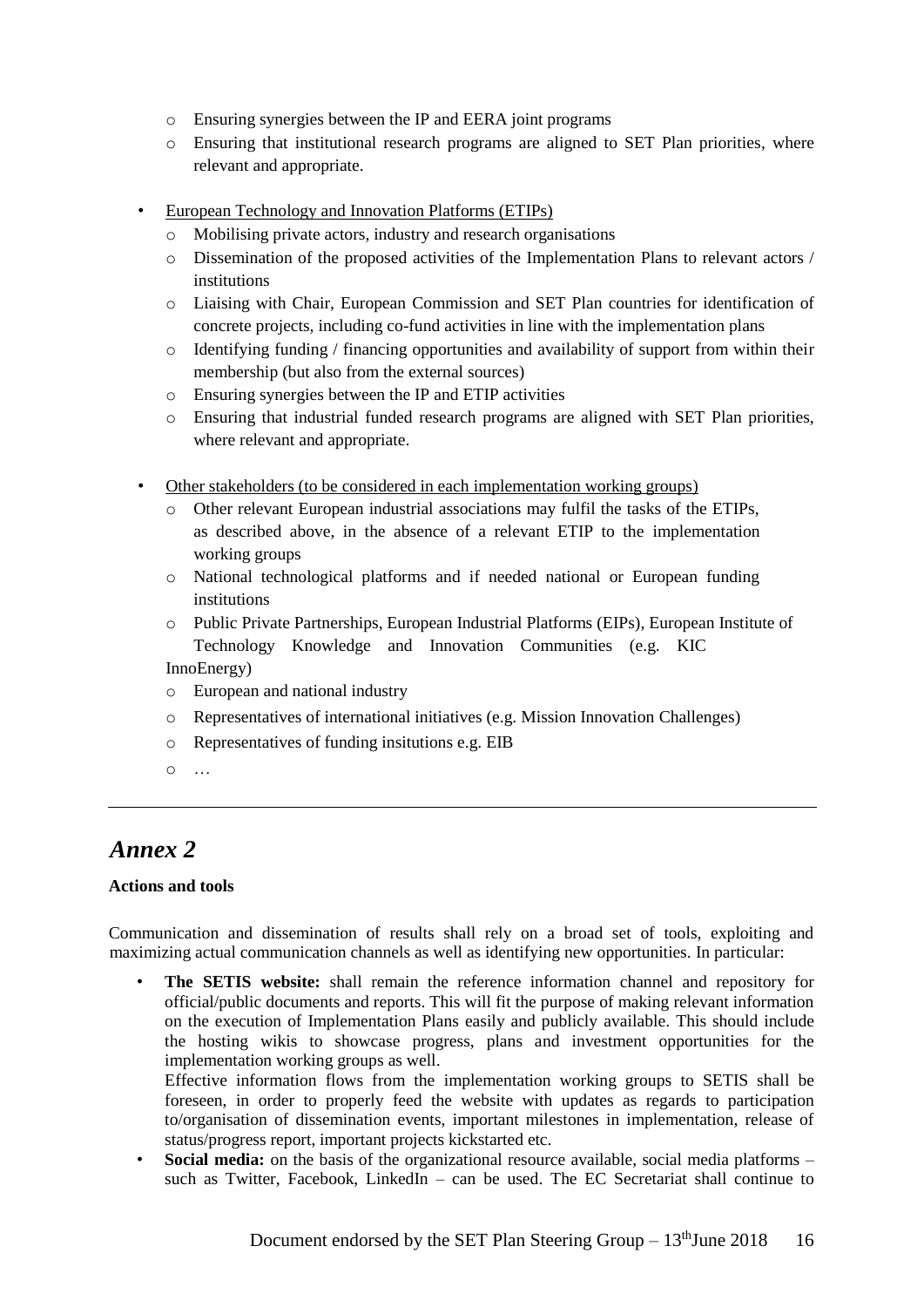- Ensuring synergies between the IP and EERA joint programs
- Ensuring that institutional research programs are aligned to SET Plan priorities, where relevant and appropriate.

- European Technology and Innovation Platforms (ETIPs)
  - Mobilising private actors, industry and research organisations
  - Dissemination of the proposed activities of the Implementation Plans to relevant actors / institutions
  - Liaising with Chair, European Commission and SET Plan countries for identification of concrete projects, including co-fund activities in line with the implementation plans
  - Identifying funding / financing opportunities and availability of support from within their membership (but also from the external sources)
  - Ensuring synergies between the IP and ETIP activities
  - Ensuring that industrial funded research programs are aligned with SET Plan priorities, where relevant and appropriate.

- Other stakeholders (to be considered in each implementation working groups)
  - Other relevant European industrial associations may fulfil the tasks of the ETIPs, as described above, in the absence of a relevant ETIP to the implementation working groups
  - National technological platforms and if needed national or European funding institutions
  - Public Private Partnerships, European Industrial Platforms (EIPs), European Institute of Technology Knowledge and Innovation Communities (e.g. KIC InnoEnergy)
  - European and national industry
  - Representatives of international initiatives (e.g. Mission Innovation Challenges)
  - Representatives of funding insitutions e.g. EIB
  - …

---

# *Annex 2*

**Actions and tools**

Communication and dissemination of results shall rely on a broad set of tools, exploiting and maximizing actual communication channels as well as identifying new opportunities. In particular:

- **The SETIS website:** shall remain the reference information channel and repository for official/public documents and reports. This will fit the purpose of making relevant information on the execution of Implementation Plans easily and publicly available. This should include the hosting wikis to showcase progress, plans and investment opportunities for the implementation working groups as well.
  Effective information flows from the implementation working groups to SETIS shall be foreseen, in order to properly feed the website with updates as regards to participation to/organisation of dissemination events, important milestones in implementation, release of status/progress report, important projects kickstarted etc.
- **Social media:** on the basis of the organizational resource available, social media platforms – such as Twitter, Facebook, LinkedIn – can be used. The EC Secretariat shall continue to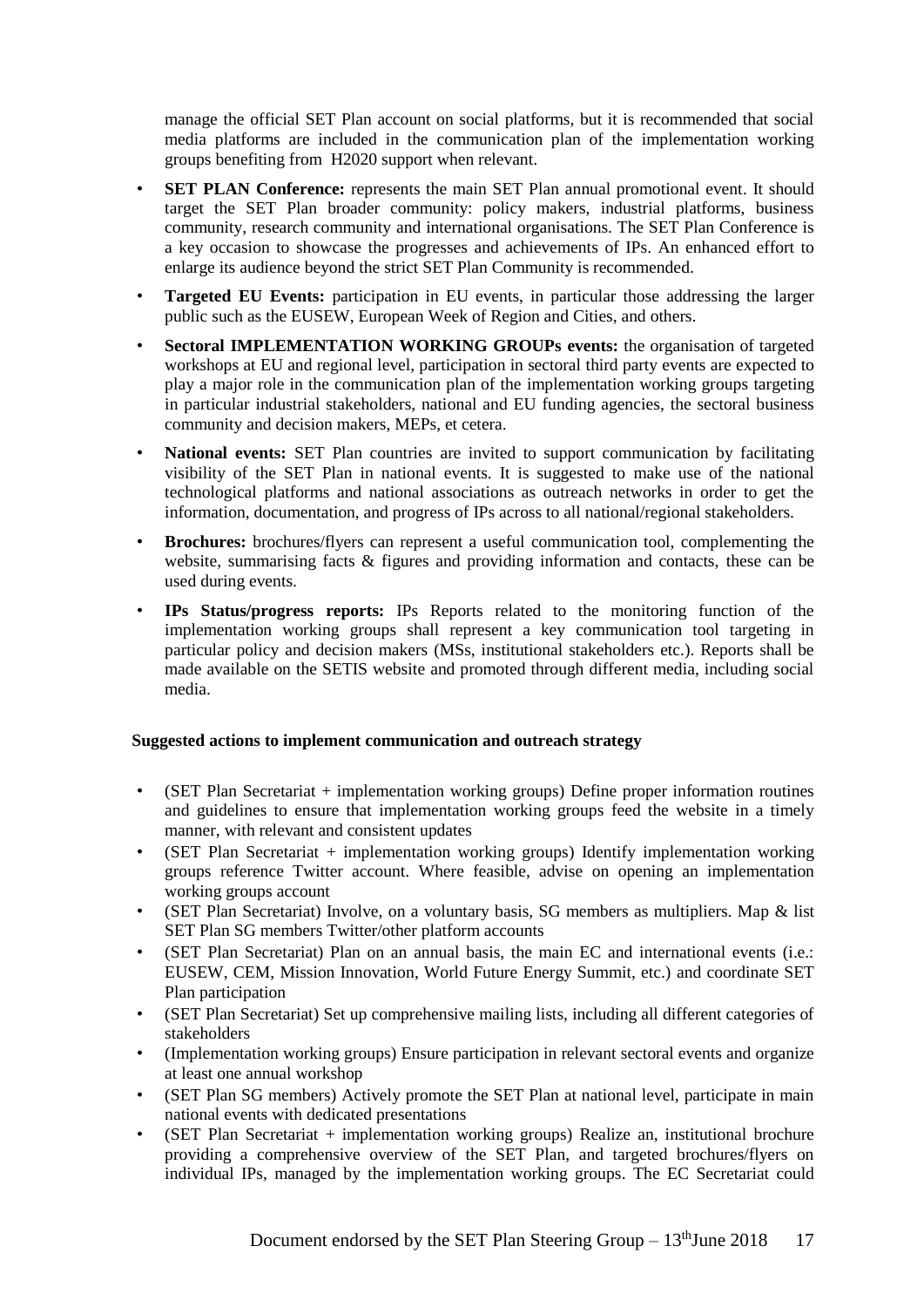manage the official SET Plan account on social platforms, but it is recommended that social media platforms are included in the communication plan of the implementation working groups benefiting from H2020 support when relevant.

- **SET PLAN Conference:** represents the main SET Plan annual promotional event. It should target the SET Plan broader community: policy makers, industrial platforms, business community, research community and international organisations. The SET Plan Conference is a key occasion to showcase the progresses and achievements of IPs. An enhanced effort to enlarge its audience beyond the strict SET Plan Community is recommended.
- **Targeted EU Events:** participation in EU events, in particular those addressing the larger public such as the EUSEW, European Week of Region and Cities, and others.
- **Sectoral IMPLEMENTATION WORKING GROUPs events:** the organisation of targeted workshops at EU and regional level, participation in sectoral third party events are expected to play a major role in the communication plan of the implementation working groups targeting in particular industrial stakeholders, national and EU funding agencies, the sectoral business community and decision makers, MEPs, et cetera.
- **National events:** SET Plan countries are invited to support communication by facilitating visibility of the SET Plan in national events. It is suggested to make use of the national technological platforms and national associations as outreach networks in order to get the information, documentation, and progress of IPs across to all national/regional stakeholders.
- **Brochures:** brochures/flyers can represent a useful communication tool, complementing the website, summarising facts & figures and providing information and contacts, these can be used during events.
- **IPs Status/progress reports:** IPs Reports related to the monitoring function of the implementation working groups shall represent a key communication tool targeting in particular policy and decision makers (MSs, institutional stakeholders etc.). Reports shall be made available on the SETIS website and promoted through different media, including social media.

**Suggested actions to implement communication and outreach strategy**

- (SET Plan Secretariat + implementation working groups) Define proper information routines and guidelines to ensure that implementation working groups feed the website in a timely manner, with relevant and consistent updates
- (SET Plan Secretariat + implementation working groups) Identify implementation working groups reference Twitter account. Where feasible, advise on opening an implementation working groups account
- (SET Plan Secretariat) Involve, on a voluntary basis, SG members as multipliers. Map & list SET Plan SG members Twitter/other platform accounts
- (SET Plan Secretariat) Plan on an annual basis, the main EC and international events (i.e.: EUSEW, CEM, Mission Innovation, World Future Energy Summit, etc.) and coordinate SET Plan participation
- (SET Plan Secretariat) Set up comprehensive mailing lists, including all different categories of stakeholders
- (Implementation working groups) Ensure participation in relevant sectoral events and organize at least one annual workshop
- (SET Plan SG members) Actively promote the SET Plan at national level, participate in main national events with dedicated presentations
- (SET Plan Secretariat + implementation working groups) Realize an, institutional brochure providing a comprehensive overview of the SET Plan, and targeted brochures/flyers on individual IPs, managed by the implementation working groups. The EC Secretariat could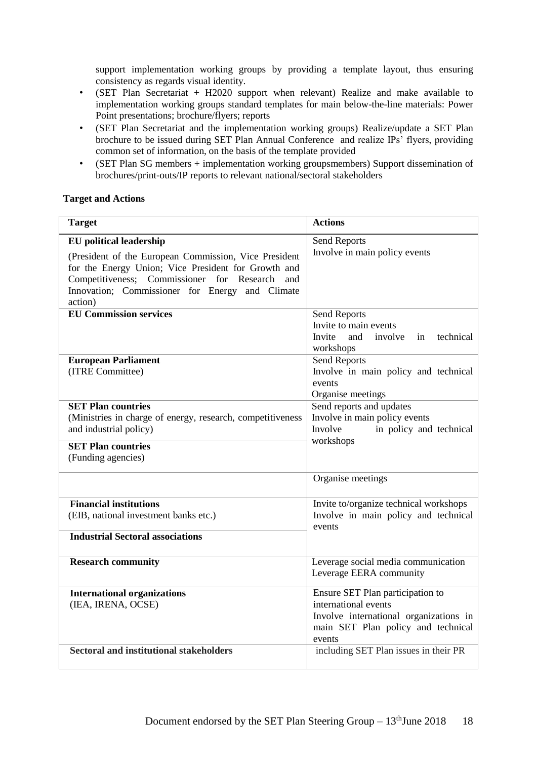support implementation working groups by providing a template layout, thus ensuring consistency as regards visual identity.

- (SET Plan Secretariat + H2020 support when relevant) Realize and make available to implementation working groups standard templates for main below-the-line materials: Power Point presentations; brochure/flyers; reports
- (SET Plan Secretariat and the implementation working groups) Realize/update a SET Plan brochure to be issued during SET Plan Annual Conference and realize IPs' flyers, providing common set of information, on the basis of the template provided
- (SET Plan SG members + implementation working groupsmembers) Support dissemination of brochures/print-outs/IP reports to relevant national/sectoral stakeholders

**Target and Actions**

| **Target** | **Actions** |
|---|---|
| **EU political leadership**<br>(President of the European Commission, Vice President for the Energy Union; Vice President for Growth and Competitiveness; Commissioner for Research and Innovation; Commissioner for Energy and Climate action) | Send Reports<br>Involve in main policy events |
| **EU Commission services** | Send Reports<br>Invite to main events<br>Invite and involve in technical workshops |
| **European Parliament**<br>(ITRE Committee) | Send Reports<br>Involve in main policy and technical events<br>Organise meetings |
| **SET Plan countries**<br>(Ministries in charge of energy, research, competitiveness and industrial policy)<br>**SET Plan countries**<br>(Funding agencies) | Send reports and updates<br>Involve in main policy events<br>Involve in policy and technical workshops |
| | Organise meetings |
| **Financial institutions**<br>(EIB, national investment banks etc.)<br>**Industrial Sectoral associations** | Invite to/organize technical workshops<br>Involve in main policy and technical events |
| **Research community** | Leverage social media communication<br>Leverage EERA community |
| **International organizations**<br>(IEA, IRENA, OCSE) | Ensure SET Plan participation to international events<br>Involve international organizations in main SET Plan policy and technical events |
| **Sectoral and institutional stakeholders** | including SET Plan issues in their PR |

Document endorsed by the SET Plan Steering Group – 13[th]June 2018